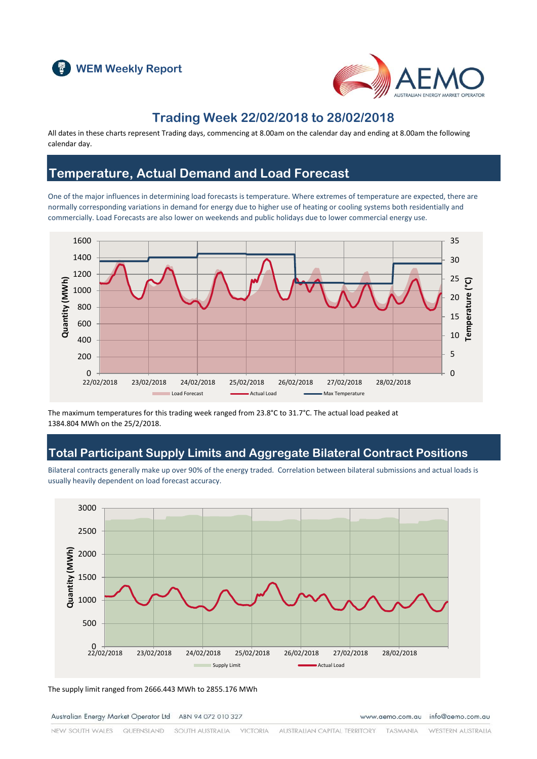# WEM Weekly Report

## Trading Week 22/02/2018 to 28/02/2018

All dates in these charts represent Trading days, commencing at 8.00am on the calendar day and ending at 8.00am the following calendar day.

## Temperature, Actual Demand and Load Forecast

One of the major influences in determining load forecasts is temperature. Where extremes of temperature are expected, there are normally corresponding variations in demand for energy due to higher use of heating or cooling systems both residentially and commercially. Load Forecasts are also lower on weekends and public holidays due to lower commercial energy use.

The maximum temperatures for this trading week ranged from 23.8°C to 31.7°C. The actual load peaked at 1384.804 MWh on the 25/2/2018.

## Total Participant Supply Limits and Aggregate Bilateral Contract Positions

Bilateral contracts generally make up over 90% of the energy traded. Correlation between bilateral submissions and actual loads is usually heavily dependent on load forecast accuracy.

The supply limit ranged from 2666.443 MWh to 2855.176 MWh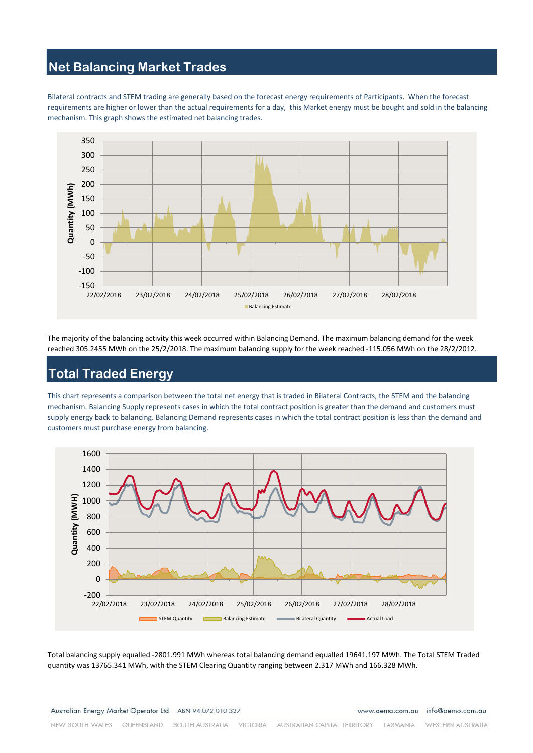## Net Balancing Market Trades

Bilateral contracts and STEM trading are generally based on the forecast energy requirements of Participants. When the forecast requirements are higher or lower than the actual requirements for a day, this Market energy must be bought and sold in the balancing mechanism. This graph shows the estimated net balancing trades.

The majority of the balancing activity this week occurred within Balancing Demand. The maximum balancing demand for the week reached 305.2455 MWh on the 25/2/2018. The maximum balancing supply for the week reached -115.056 MWh on the 28/2/2012.

## Total Traded Energy

This chart represents a comparison between the total net energy that is traded in Bilateral Contracts, the STEM and the balancing mechanism. Balancing Supply represents cases in which the total contract position is greater than the demand and customers must supply energy back to balancing. Balancing Demand represents cases in which the total contract position is less than the demand and customers must purchase energy from balancing.

Total balancing supply equalled -2801.991 MWh whereas total balancing demand equalled 19641.197 MWh. The Total STEM Traded quantity was 13765.341 MWh, with the STEM Clearing Quantity ranging between 2.317 MWh and 166.328 MWh.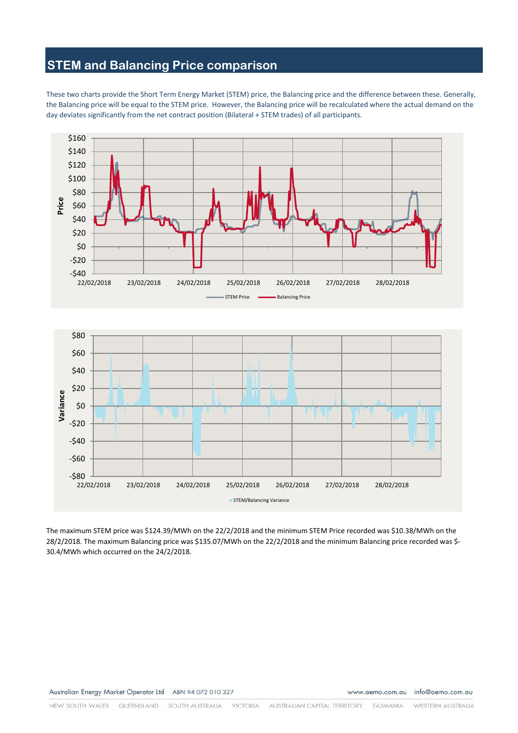## STEM and Balancing Price comparison

These two charts provide the Short Term Energy Market (STEM) price, the Balancing price and the difference between these. Generally, the Balancing price will be equal to the STEM price. However, the Balancing price will be recalculated where the actual demand on the day deviates significantly from the net contract position (Bilateral + STEM trades) of all participants.

Price

$160
$140
$120
$100
$80
$60
$40
$20
$0
-$20
-$40

22/02/2018
23/02/2018
24/02/2018
25/02/2018
26/02/2018
27/02/2018
28/02/2018

STEM Price
Balancing Price

Variance

$80
$60
$40
$20
$0
-$20
-$40
-$60
-$80

22/02/2018
23/02/2018
24/02/2018
25/02/2018
26/02/2018
27/02/2018
28/02/2018

STEM/Balancing Variance

The maximum STEM price was $124.39/MWh on the 22/2/2018 and the minimum STEM Price recorded was $10.38/MWh on the 28/2/2018. The maximum Balancing price was $135.07/MWh on the 22/2/2018 and the minimum Balancing price recorded was $-30.4/MWh which occurred on the 24/2/2018.